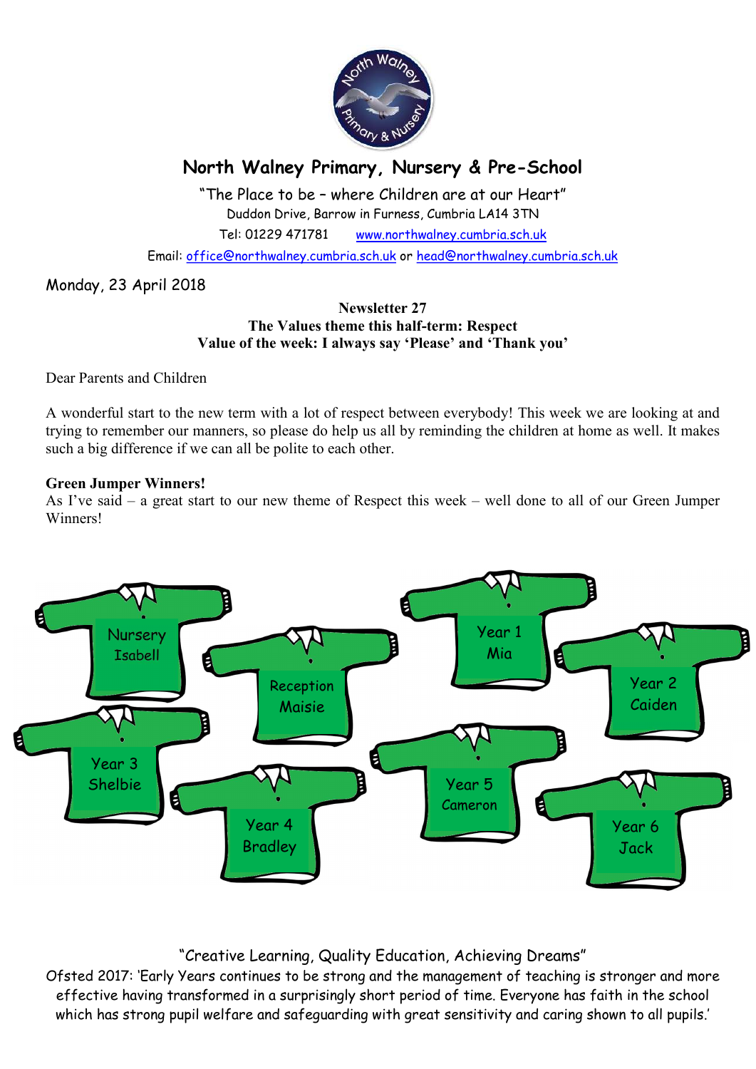# North Walney Primary, Nursery & Pre-School

"The Place to be – where Children are at our Heart"
Duddon Drive, Barrow in Furness, Cumbria LA14 3TN
Tel: 01229 471781 www.northwalney.cumbria.sch.uk
Email: office@northwalney.cumbria.sch.uk or head@northwalney.cumbria.sch.uk

Monday, 23 April 2018

**Newsletter 27**
**The Values theme this half-term: Respect**
**Value of the week: I always say 'Please' and 'Thank you'**

Dear Parents and Children

A wonderful start to the new term with a lot of respect between everybody! This week we are looking at and trying to remember our manners, so please do help us all by reminding the children at home as well. It makes such a big difference if we can all be polite to each other.

**Green Jumper Winners!**
As I've said – a great start to our new theme of Respect this week – well done to all of our Green Jumper Winners!

- Nursery – Isabell
- Reception – Maisie
- Year 1 – Mia
- Year 2 – Caiden
- Year 3 – Shelbie
- Year 4 – Bradley
- Year 5 – Cameron
- Year 6 – Jack

"Creative Learning, Quality Education, Achieving Dreams"
Ofsted 2017: 'Early Years continues to be strong and the management of teaching is stronger and more effective having transformed in a surprisingly short period of time. Everyone has faith in the school which has strong pupil welfare and safeguarding with great sensitivity and caring shown to all pupils.'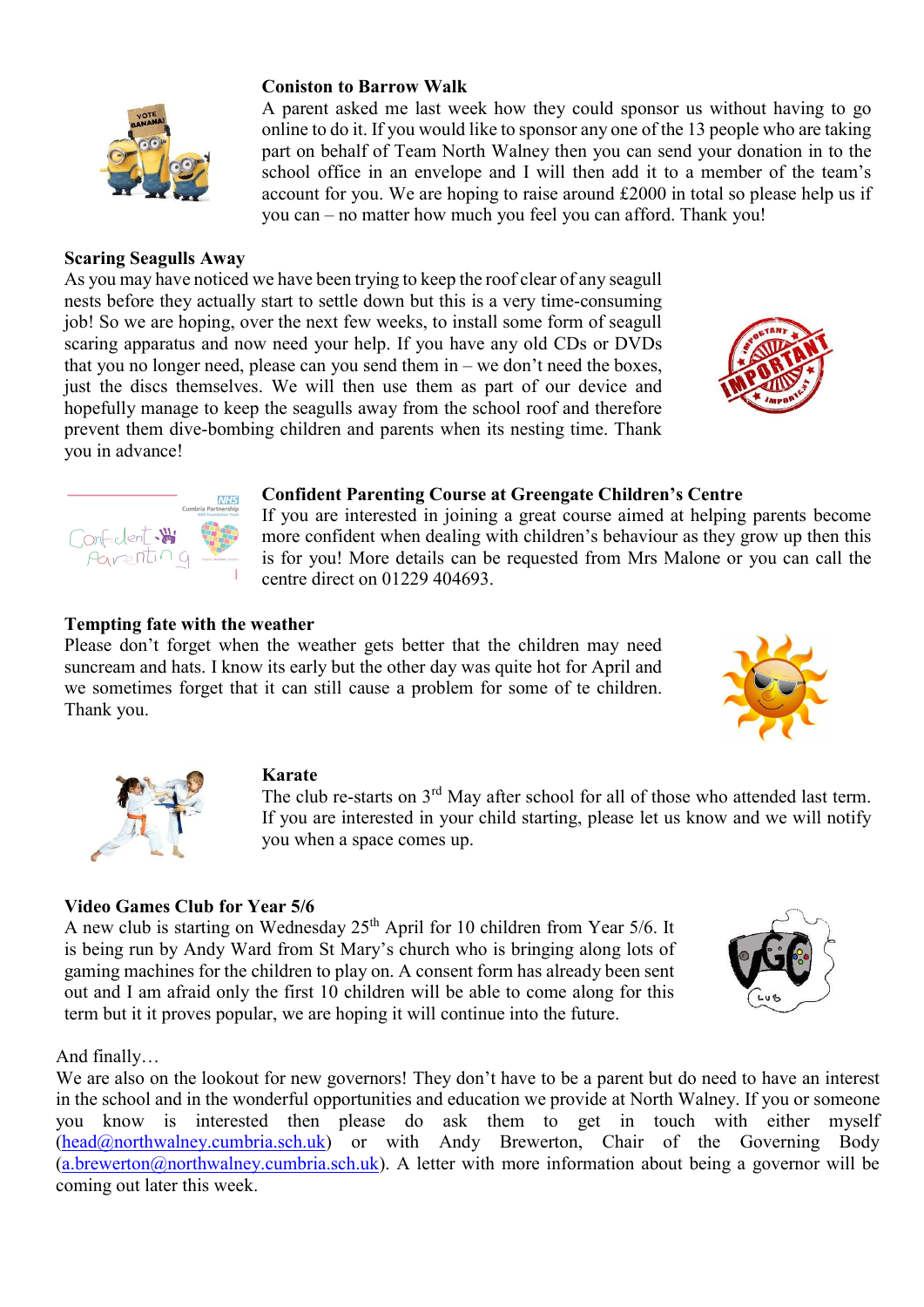### Coniston to Barrow Walk

A parent asked me last week how they could sponsor us without having to go online to do it. If you would like to sponsor any one of the 13 people who are taking part on behalf of Team North Walney then you can send your donation in to the school office in an envelope and I will then add it to a member of the team's account for you. We are hoping to raise around £2000 in total so please help us if you can – no matter how much you feel you can afford. Thank you!

### Scaring Seagulls Away

As you may have noticed we have been trying to keep the roof clear of any seagull nests before they actually start to settle down but this is a very time-consuming job! So we are hoping, over the next few weeks, to install some form of seagull scaring apparatus and now need your help. If you have any old CDs or DVDs that you no longer need, please can you send them in – we don't need the boxes, just the discs themselves. We will then use them as part of our device and hopefully manage to keep the seagulls away from the school roof and therefore prevent them dive-bombing children and parents when its nesting time. Thank you in advance!

### Confident Parenting Course at Greengate Children's Centre

If you are interested in joining a great course aimed at helping parents become more confident when dealing with children's behaviour as they grow up then this is for you! More details can be requested from Mrs Malone or you can call the centre direct on 01229 404693.

### Tempting fate with the weather

Please don't forget when the weather gets better that the children may need suncream and hats. I know its early but the other day was quite hot for April and we sometimes forget that it can still cause a problem for some of te children. Thank you.

### Karate

The club re-starts on 3rd May after school for all of those who attended last term. If you are interested in your child starting, please let us know and we will notify you when a space comes up.

### Video Games Club for Year 5/6

A new club is starting on Wednesday 25th April for 10 children from Year 5/6. It is being run by Andy Ward from St Mary's church who is bringing along lots of gaming machines for the children to play on. A consent form has already been sent out and I am afraid only the first 10 children will be able to come along for this term but it it proves popular, we are hoping it will continue into the future.

And finally…

We are also on the lookout for new governors! They don't have to be a parent but do need to have an interest in the school and in the wonderful opportunities and education we provide at North Walney. If you or someone you know is interested then please do ask them to get in touch with either myself (head@northwalney.cumbria.sch.uk) or with Andy Brewerton, Chair of the Governing Body (a.brewerton@northwalney.cumbria.sch.uk). A letter with more information about being a governor will be coming out later this week.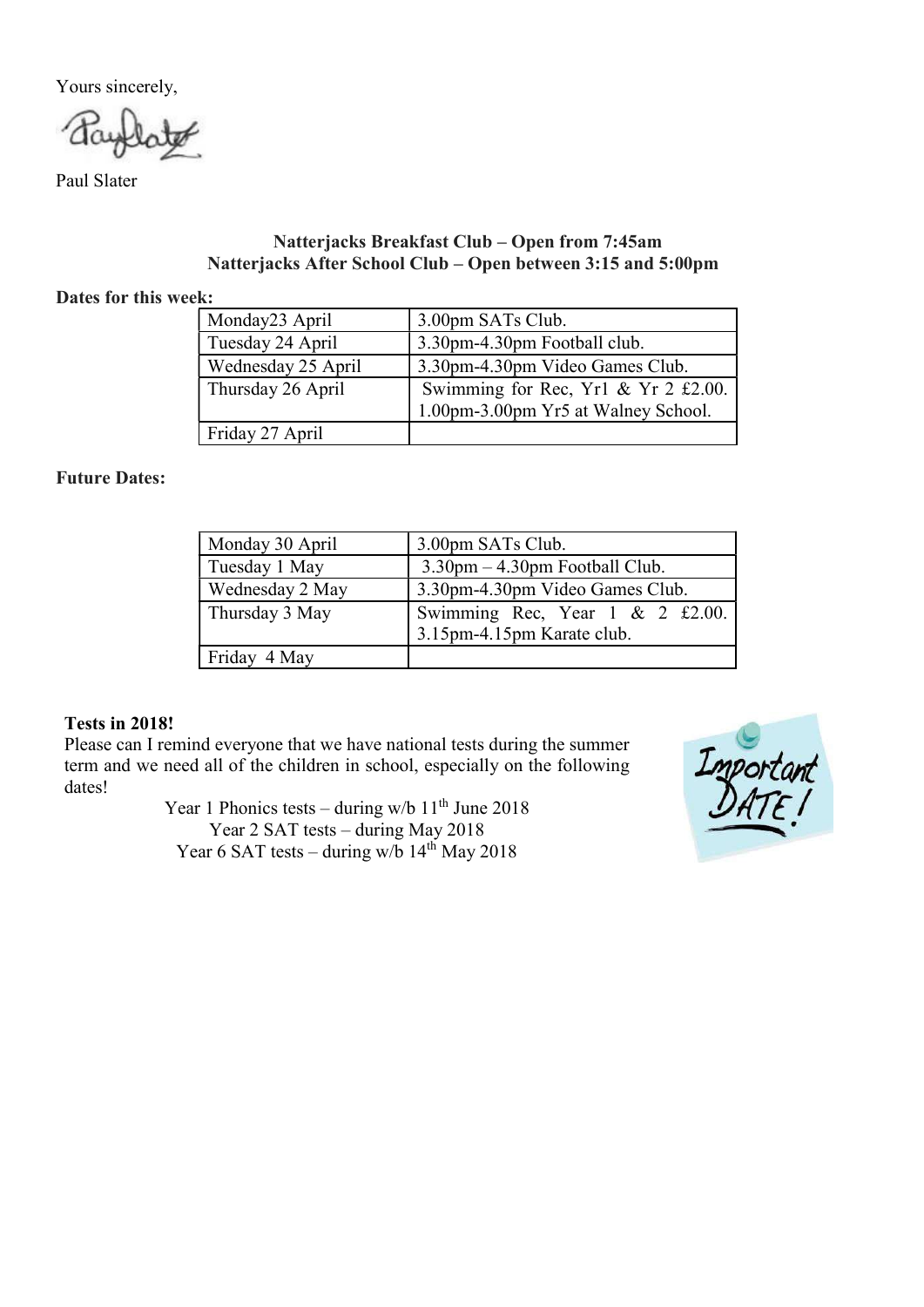Yours sincerely,

Paul Slater

**Natterjacks Breakfast Club – Open from 7:45am**
**Natterjacks After School Club – Open between 3:15 and 5:00pm**

**Dates for this week:**

| | |
|---|---|
| Monday23 April | 3.00pm SATs Club. |
| Tuesday 24 April | 3.30pm-4.30pm Football club. |
| Wednesday 25 April | 3.30pm-4.30pm Video Games Club. |
| Thursday 26 April | Swimming for Rec, Yr1 & Yr 2 £2.00. 1.00pm-3.00pm Yr5 at Walney School. |
| Friday 27 April | |

**Future Dates:**

| | |
|---|---|
| Monday 30 April | 3.00pm SATs Club. |
| Tuesday 1 May | 3.30pm – 4.30pm Football Club. |
| Wednesday 2 May | 3.30pm-4.30pm Video Games Club. |
| Thursday 3 May | Swimming Rec, Year 1 & 2 £2.00. 3.15pm-4.15pm Karate club. |
| Friday 4 May | |

**Tests in 2018!**

Please can I remind everyone that we have national tests during the summer term and we need all of the children in school, especially on the following dates!

Year 1 Phonics tests – during w/b 11th June 2018
Year 2 SAT tests – during May 2018
Year 6 SAT tests – during w/b 14th May 2018